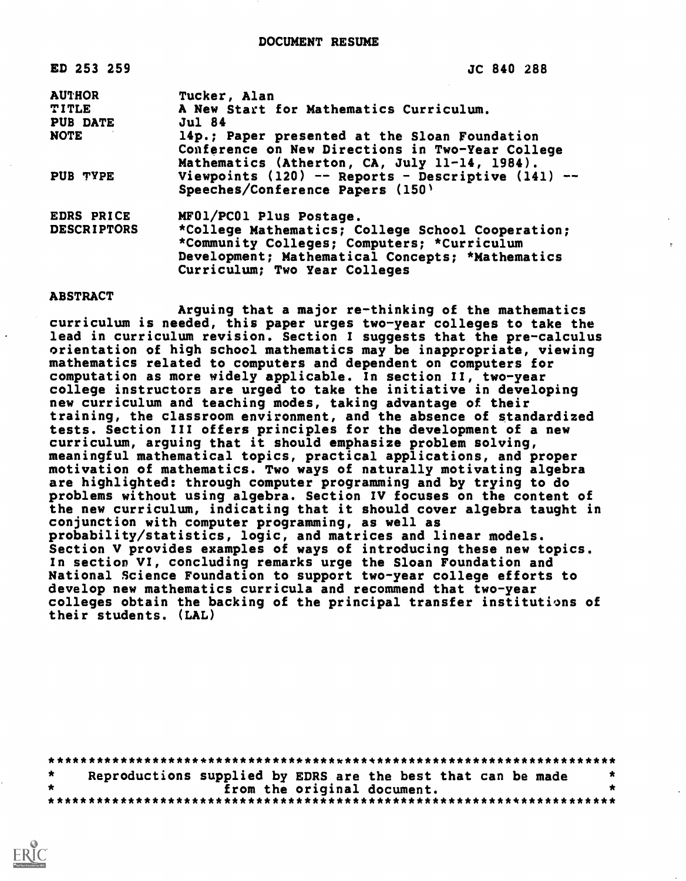DOCUMENT RESUME

| | |
|---|---|
| ED 253 259 | JC 840 288 |
| AUTHOR | Tucker, Alan |
| TITLE | A New Start for Mathematics Curriculum. |
| PUB DATE | Jul 84 |
| NOTE | 14p.; Paper presented at the Sloan Foundation Conference on New Directions in Two-Year College Mathematics (Atherton, CA, July 11-14, 1984). |
| PUB TYPE | Viewpoints (120) -- Reports - Descriptive (141) -- Speeches/Conference Papers (150) |
| EDRS PRICE | MF01/PC01 Plus Postage. |
| DESCRIPTORS | *College Mathematics; College School Cooperation; *Community Colleges; Computers; *Curriculum Development; Mathematical Concepts; *Mathematics Curriculum; Two Year Colleges |

ABSTRACT

Arguing that a major re-thinking of the mathematics curriculum is needed, this paper urges two-year colleges to take the lead in curriculum revision. Section I suggests that the pre-calculus orientation of high school mathematics may be inappropriate, viewing mathematics related to computers and dependent on computers for computation as more widely applicable. In section II, two-year college instructors are urged to take the initiative in developing new curriculum and teaching modes, taking advantage of their training, the classroom environment, and the absence of standardized tests. Section III offers principles for the development of a new curriculum, arguing that it should emphasize problem solving, meaningful mathematical topics, practical applications, and proper motivation of mathematics. Two ways of naturally motivating algebra are highlighted: through computer programming and by trying to do problems without using algebra. Section IV focuses on the content of the new curriculum, indicating that it should cover algebra taught in conjunction with computer programming, as well as probability/statistics, logic, and matrices and linear models. Section V provides examples of ways of introducing these new topics. In section VI, concluding remarks urge the Sloan Foundation and National Science Foundation to support two-year college efforts to develop new mathematics curricula and recommend that two-year colleges obtain the backing of the principal transfer institutions of their students. (LAL)

***********************************************************************
* Reproductions supplied by EDRS are the best that can be made *
* from the original document. *
***********************************************************************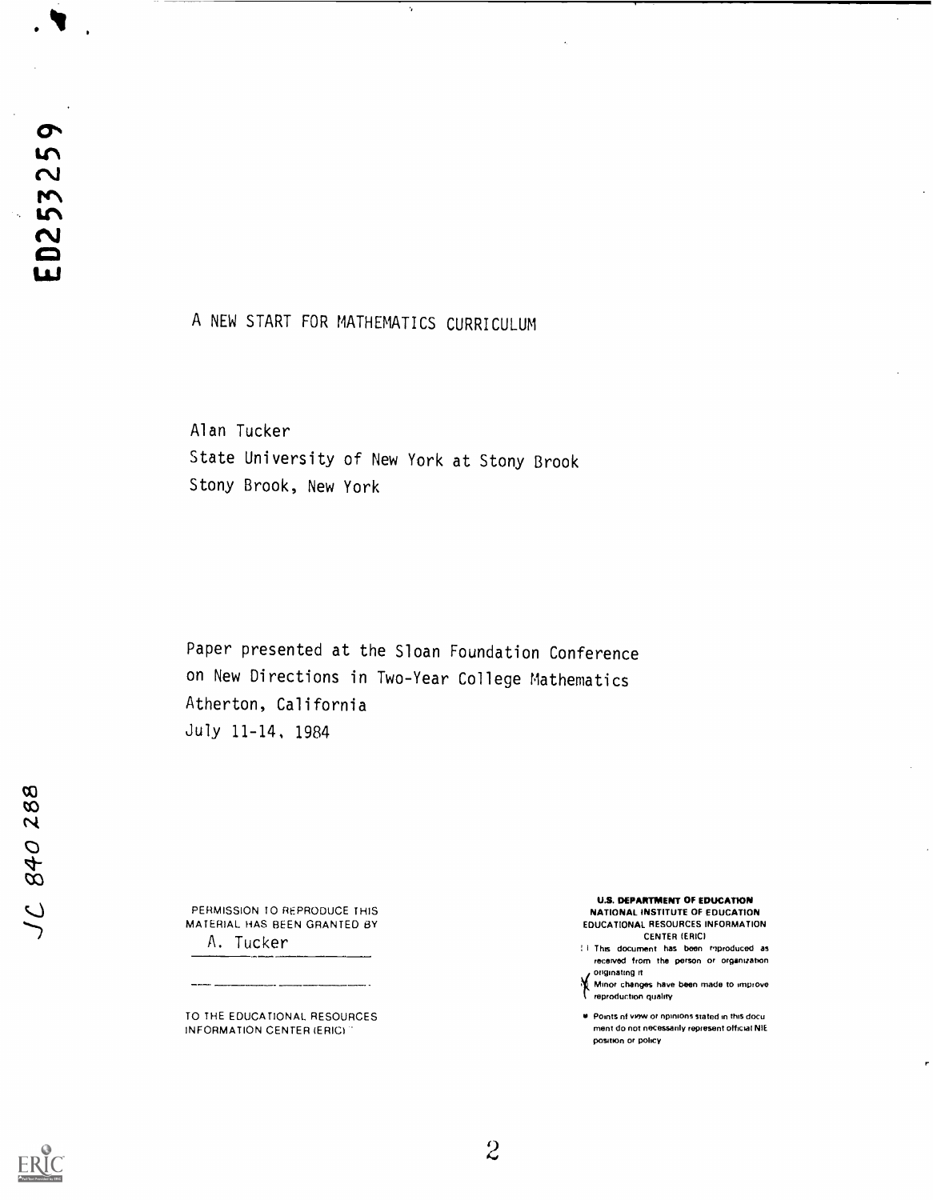ED253259

# A NEW START FOR MATHEMATICS CURRICULUM

Alan Tucker
State University of New York at Stony Brook
Stony Brook, New York

Paper presented at the Sloan Foundation Conference on New Directions in Two-Year College Mathematics
Atherton, California
July 11-14, 1984

JC 840 288

PERMISSION TO REPRODUCE THIS MATERIAL HAS BEEN GRANTED BY
A. Tucker

TO THE EDUCATIONAL RESOURCES INFORMATION CENTER (ERIC)

**U.S. DEPARTMENT OF EDUCATION**
**NATIONAL INSTITUTE OF EDUCATION**
EDUCATIONAL RESOURCES INFORMATION CENTER (ERIC)

- This document has been reproduced as received from the person or organization originating it.
- Minor changes have been made to improve reproduction quality.
- Points of view or opinions stated in this document do not necessarily represent official NIE position or policy.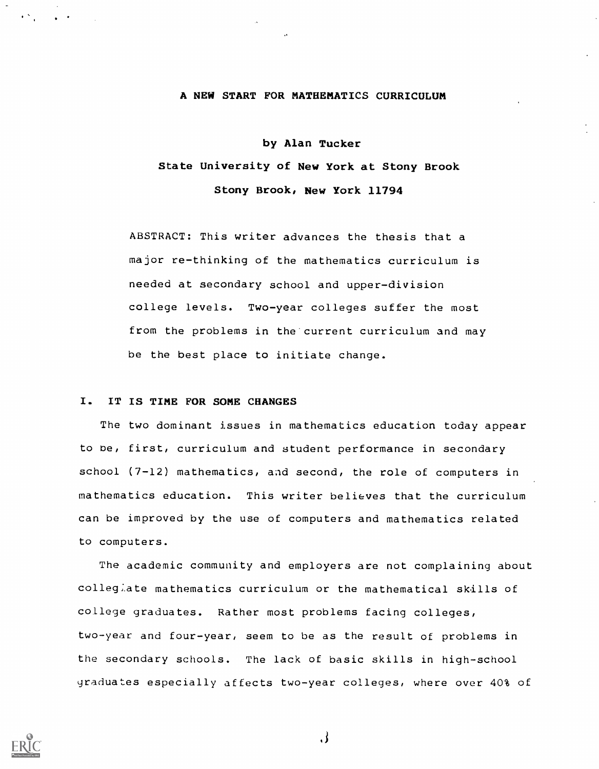# A NEW START FOR MATHEMATICS CURRICULUM

by Alan Tucker

State University of New York at Stony Brook

Stony Brook, New York 11794

ABSTRACT: This writer advances the thesis that a major re-thinking of the mathematics curriculum is needed at secondary school and upper-division college levels. Two-year colleges suffer the most from the problems in the current curriculum and may be the best place to initiate change.

## I. IT IS TIME FOR SOME CHANGES

The two dominant issues in mathematics education today appear to be, first, curriculum and student performance in secondary school (7-12) mathematics, and second, the role of computers in mathematics education. This writer believes that the curriculum can be improved by the use of computers and mathematics related to computers.

The academic community and employers are not complaining about collegiate mathematics curriculum or the mathematical skills of college graduates. Rather most problems facing colleges, two-year and four-year, seem to be as the result of problems in the secondary schools. The lack of basic skills in high-school graduates especially affects two-year colleges, where over 40% of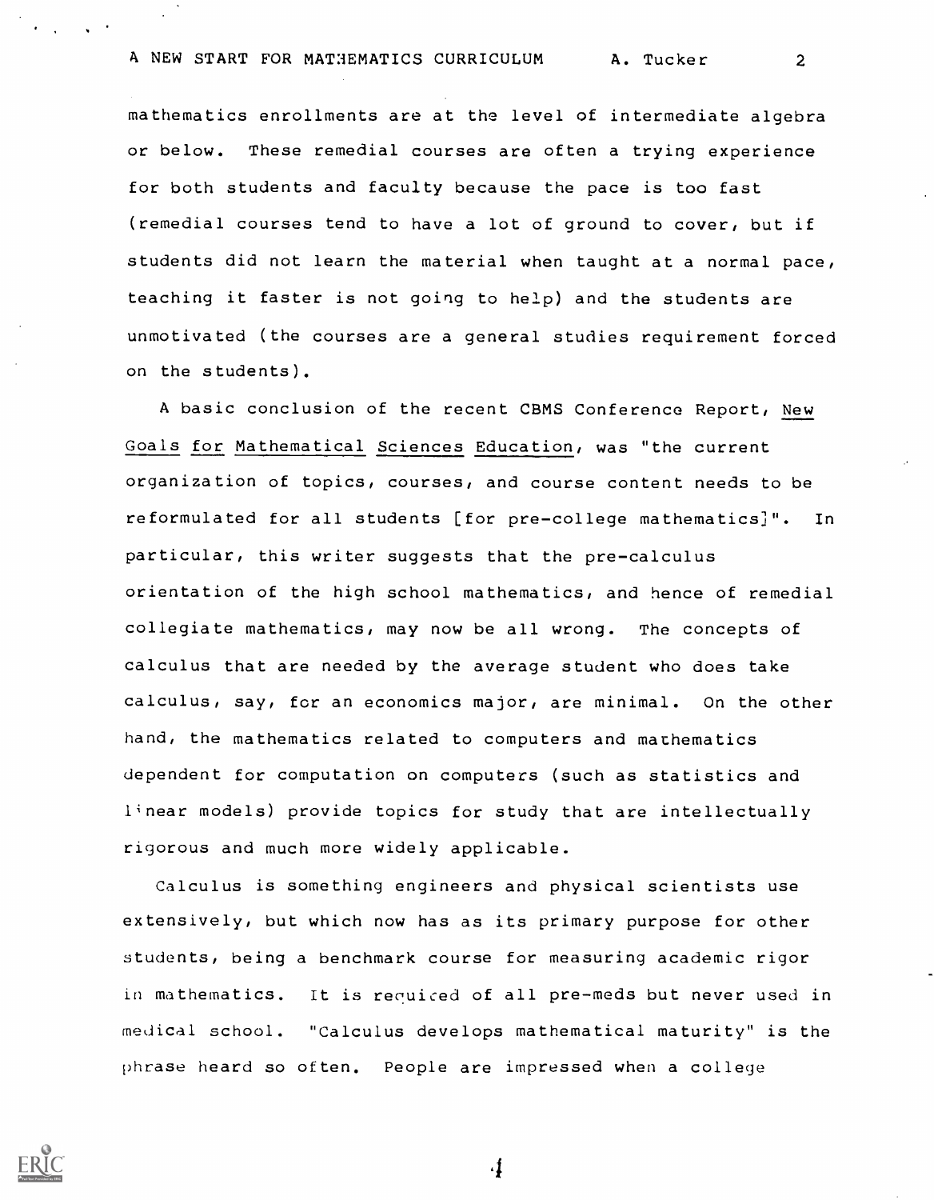mathematics enrollments are at the level of intermediate algebra or below. These remedial courses are often a trying experience for both students and faculty because the pace is too fast (remedial courses tend to have a lot of ground to cover, but if students did not learn the material when taught at a normal pace, teaching it faster is not going to help) and the students are unmotivated (the courses are a general studies requirement forced on the students).

A basic conclusion of the recent CBMS Conference Report, New Goals for Mathematical Sciences Education, was "the current organization of topics, courses, and course content needs to be reformulated for all students [for pre-college mathematics]". In particular, this writer suggests that the pre-calculus orientation of the high school mathematics, and hence of remedial collegiate mathematics, may now be all wrong. The concepts of calculus that are needed by the average student who does take calculus, say, for an economics major, are minimal. On the other hand, the mathematics related to computers and mathematics dependent for computation on computers (such as statistics and linear models) provide topics for study that are intellectually rigorous and much more widely applicable.

Calculus is something engineers and physical scientists use extensively, but which now has as its primary purpose for other students, being a benchmark course for measuring academic rigor in mathematics. It is required of all pre-meds but never used in medical school. "Calculus develops mathematical maturity" is the phrase heard so often. People are impressed when a college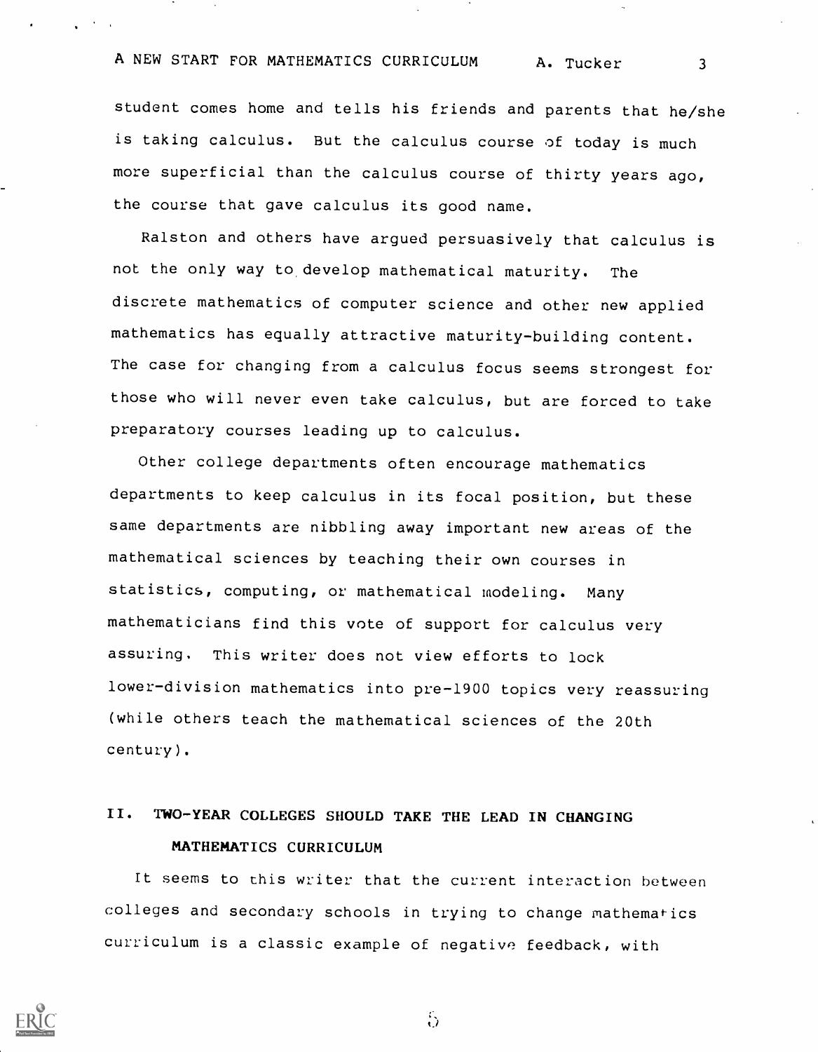student comes home and tells his friends and parents that he/she is taking calculus. But the calculus course of today is much more superficial than the calculus course of thirty years ago, the course that gave calculus its good name.

Ralston and others have argued persuasively that calculus is not the only way to develop mathematical maturity. The discrete mathematics of computer science and other new applied mathematics has equally attractive maturity-building content. The case for changing from a calculus focus seems strongest for those who will never even take calculus, but are forced to take preparatory courses leading up to calculus.

Other college departments often encourage mathematics departments to keep calculus in its focal position, but these same departments are nibbling away important new areas of the mathematical sciences by teaching their own courses in statistics, computing, or mathematical modeling. Many mathematicians find this vote of support for calculus very assuring. This writer does not view efforts to lock lower-division mathematics into pre-1900 topics very reassuring (while others teach the mathematical sciences of the 20th century).

## II. TWO-YEAR COLLEGES SHOULD TAKE THE LEAD IN CHANGING MATHEMATICS CURRICULUM

It seems to this writer that the current interaction between colleges and secondary schools in trying to change mathematics curriculum is a classic example of negative feedback, with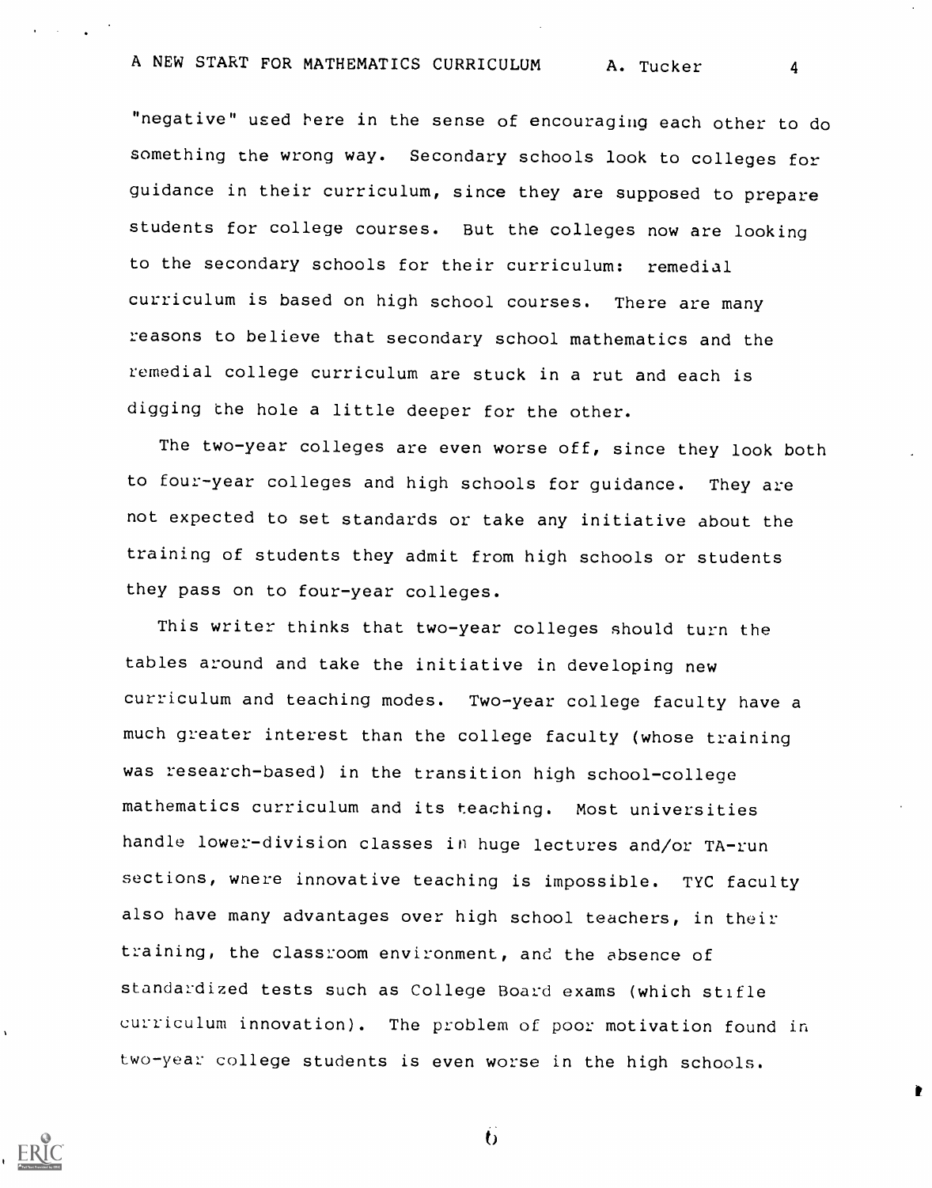"negative" used here in the sense of encouraging each other to do something the wrong way. Secondary schools look to colleges for guidance in their curriculum, since they are supposed to prepare students for college courses. But the colleges now are looking to the secondary schools for their curriculum: remedial curriculum is based on high school courses. There are many reasons to believe that secondary school mathematics and the remedial college curriculum are stuck in a rut and each is digging the hole a little deeper for the other.

The two-year colleges are even worse off, since they look both to four-year colleges and high schools for guidance. They are not expected to set standards or take any initiative about the training of students they admit from high schools or students they pass on to four-year colleges.

This writer thinks that two-year colleges should turn the tables around and take the initiative in developing new curriculum and teaching modes. Two-year college faculty have a much greater interest than the college faculty (whose training was research-based) in the transition high school-college mathematics curriculum and its teaching. Most universities handle lower-division classes in huge lectures and/or TA-run sections, where innovative teaching is impossible. TYC faculty also have many advantages over high school teachers, in their training, the classroom environment, and the absence of standardized tests such as College Board exams (which stifle curriculum innovation). The problem of poor motivation found in two-year college students is even worse in the high schools.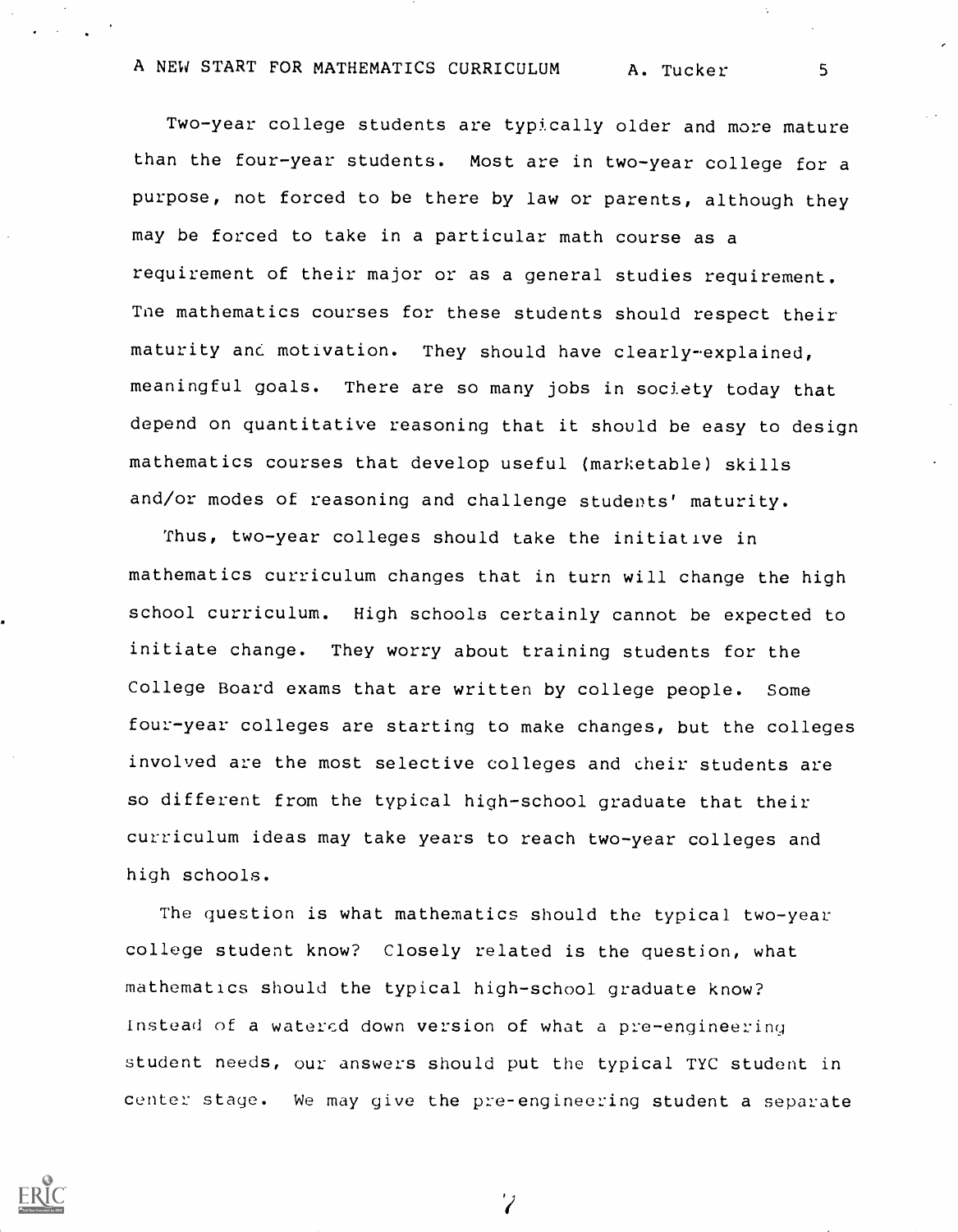Two-year college students are typically older and more mature than the four-year students. Most are in two-year college for a purpose, not forced to be there by law or parents, although they may be forced to take in a particular math course as a requirement of their major or as a general studies requirement. The mathematics courses for these students should respect their maturity and motivation. They should have clearly-explained, meaningful goals. There are so many jobs in society today that depend on quantitative reasoning that it should be easy to design mathematics courses that develop useful (marketable) skills and/or modes of reasoning and challenge students' maturity.

Thus, two-year colleges should take the initiative in mathematics curriculum changes that in turn will change the high school curriculum. High schools certainly cannot be expected to initiate change. They worry about training students for the College Board exams that are written by college people. Some four-year colleges are starting to make changes, but the colleges involved are the most selective colleges and their students are so different from the typical high-school graduate that their curriculum ideas may take years to reach two-year colleges and high schools.

The question is what mathematics should the typical two-year college student know? Closely related is the question, what mathematics should the typical high-school graduate know? Instead of a watered down version of what a pre-engineering student needs, our answers should put the typical TYC student in center stage. We may give the pre-engineering student a separate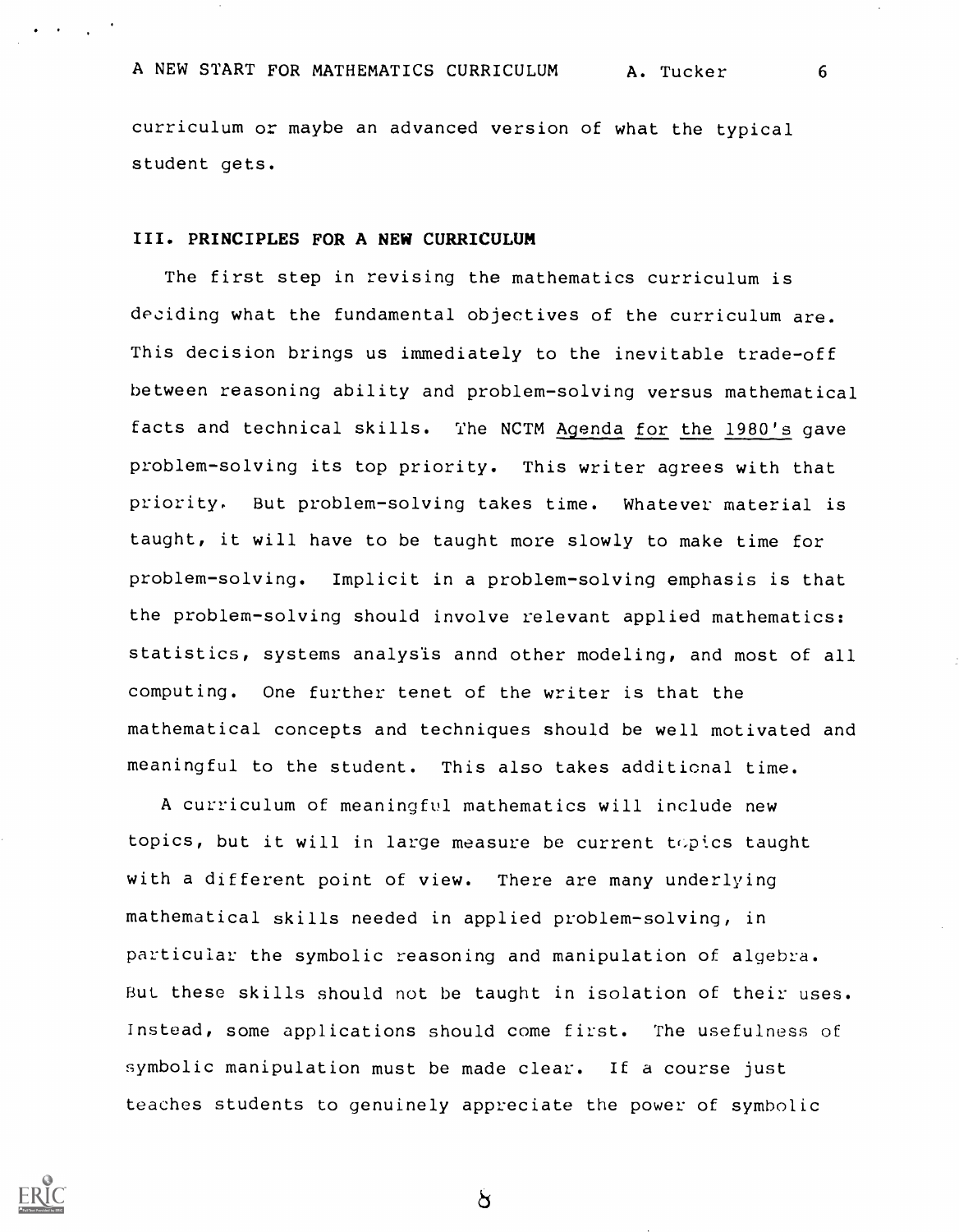curriculum or maybe an advanced version of what the typical student gets.

## III. PRINCIPLES FOR A NEW CURRICULUM

The first step in revising the mathematics curriculum is deciding what the fundamental objectives of the curriculum are. This decision brings us immediately to the inevitable trade-off between reasoning ability and problem-solving versus mathematical facts and technical skills. The NCTM Agenda for the 1980's gave problem-solving its top priority. This writer agrees with that priority. But problem-solving takes time. Whatever material is taught, it will have to be taught more slowly to make time for problem-solving. Implicit in a problem-solving emphasis is that the problem-solving should involve relevant applied mathematics: statistics, systems analysis annd other modeling, and most of all computing. One further tenet of the writer is that the mathematical concepts and techniques should be well motivated and meaningful to the student. This also takes additional time.

A curriculum of meaningful mathematics will include new topics, but it will in large measure be current topics taught with a different point of view. There are many underlying mathematical skills needed in applied problem-solving, in particular the symbolic reasoning and manipulation of algebra. But these skills should not be taught in isolation of their uses. Instead, some applications should come first. The usefulness of symbolic manipulation must be made clear. If a course just teaches students to genuinely appreciate the power of symbolic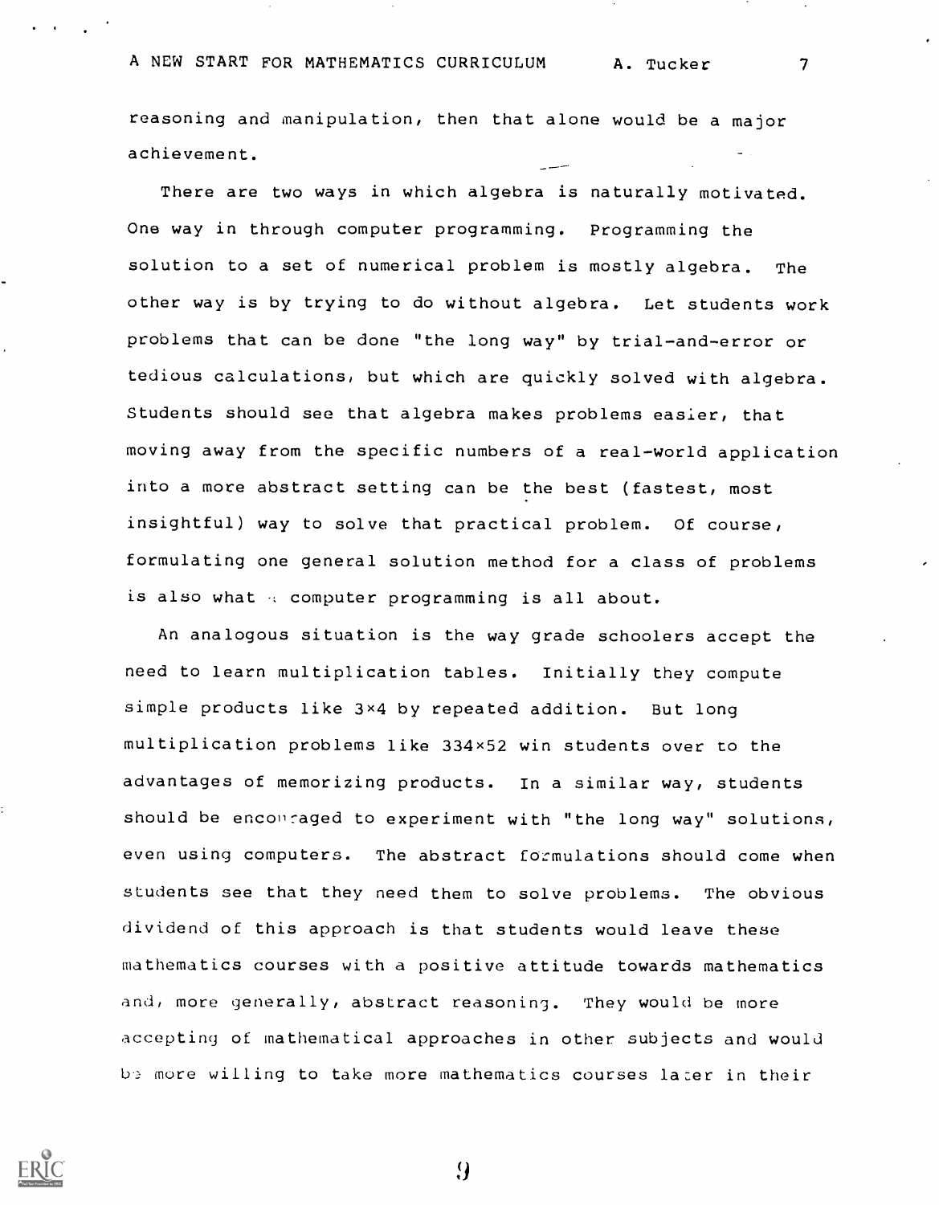reasoning and manipulation, then that alone would be a major achievement.

There are two ways in which algebra is naturally motivated. One way in through computer programming. Programming the solution to a set of numerical problem is mostly algebra. The other way is by trying to do without algebra. Let students work problems that can be done "the long way" by trial-and-error or tedious calculations, but which are quickly solved with algebra. Students should see that algebra makes problems easier, that moving away from the specific numbers of a real-world application into a more abstract setting can be the best (fastest, most insightful) way to solve that practical problem. Of course, formulating one general solution method for a class of problems is also what computer programming is all about.

An analogous situation is the way grade schoolers accept the need to learn multiplication tables. Initially they compute simple products like 3×4 by repeated addition. But long multiplication problems like 334×52 win students over to the advantages of memorizing products. In a similar way, students should be encouraged to experiment with "the long way" solutions, even using computers. The abstract formulations should come when students see that they need them to solve problems. The obvious dividend of this approach is that students would leave these mathematics courses with a positive attitude towards mathematics and, more generally, abstract reasoning. They would be more accepting of mathematical approaches in other subjects and would be more willing to take more mathematics courses later in their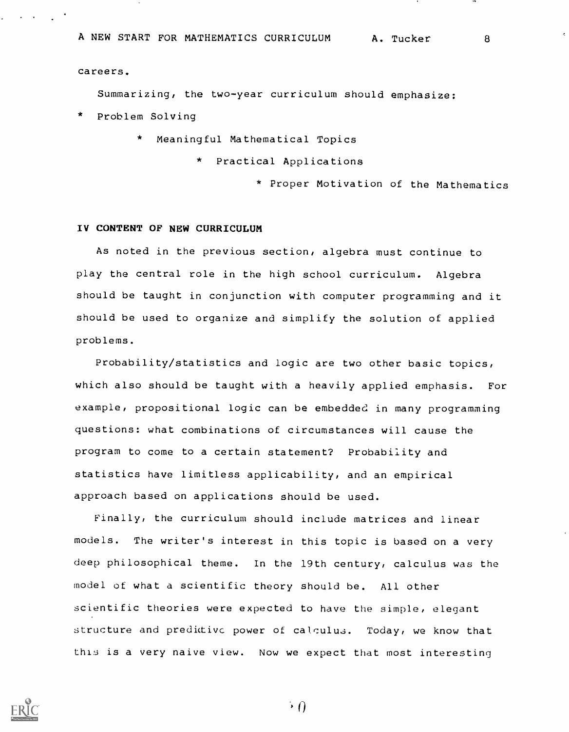careers.

Summarizing, the two-year curriculum should emphasize:

* Problem Solving
* Meaningful Mathematical Topics
* Practical Applications
* Proper Motivation of the Mathematics

## IV CONTENT OF NEW CURRICULUM

As noted in the previous section, algebra must continue to play the central role in the high school curriculum. Algebra should be taught in conjunction with computer programming and it should be used to organize and simplify the solution of applied problems.

Probability/statistics and logic are two other basic topics, which also should be taught with a heavily applied emphasis. For example, propositional logic can be embedded in many programming questions: what combinations of circumstances will cause the program to come to a certain statement? Probability and statistics have limitless applicability, and an empirical approach based on applications should be used.

Finally, the curriculum should include matrices and linear models. The writer's interest in this topic is based on a very deep philosophical theme. In the 19th century, calculus was the model of what a scientific theory should be. All other scientific theories were expected to have the simple, elegant structure and predictive power of calculus. Today, we know that this is a very naive view. Now we expect that most interesting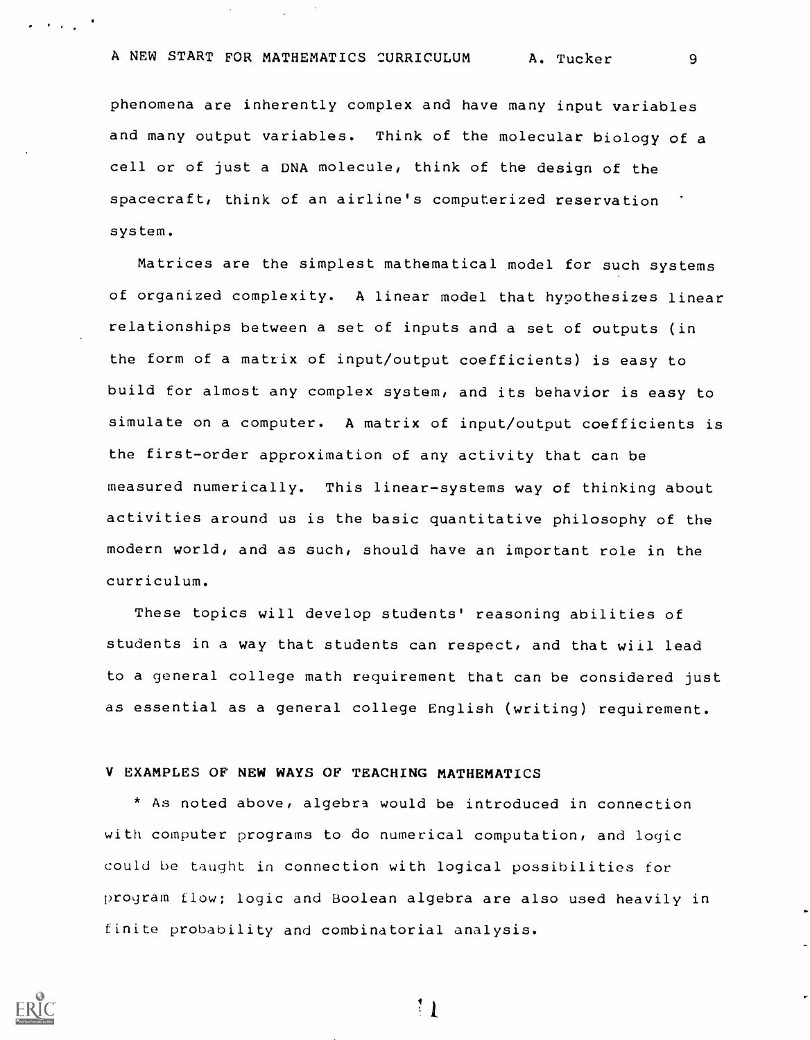phenomena are inherently complex and have many input variables and many output variables. Think of the molecular biology of a cell or of just a DNA molecule, think of the design of the spacecraft, think of an airline's computerized reservation system.

Matrices are the simplest mathematical model for such systems of organized complexity. A linear model that hypothesizes linear relationships between a set of inputs and a set of outputs (in the form of a matrix of input/output coefficients) is easy to build for almost any complex system, and its behavior is easy to simulate on a computer. A matrix of input/output coefficients is the first-order approximation of any activity that can be measured numerically. This linear-systems way of thinking about activities around us is the basic quantitative philosophy of the modern world, and as such, should have an important role in the curriculum.

These topics will develop students' reasoning abilities of students in a way that students can respect, and that will lead to a general college math requirement that can be considered just as essential as a general college English (writing) requirement.

## V EXAMPLES OF NEW WAYS OF TEACHING MATHEMATICS

* As noted above, algebra would be introduced in connection with computer programs to do numerical computation, and logic could be taught in connection with logical possibilities for program flow; logic and Boolean algebra are also used heavily in finite probability and combinatorial analysis.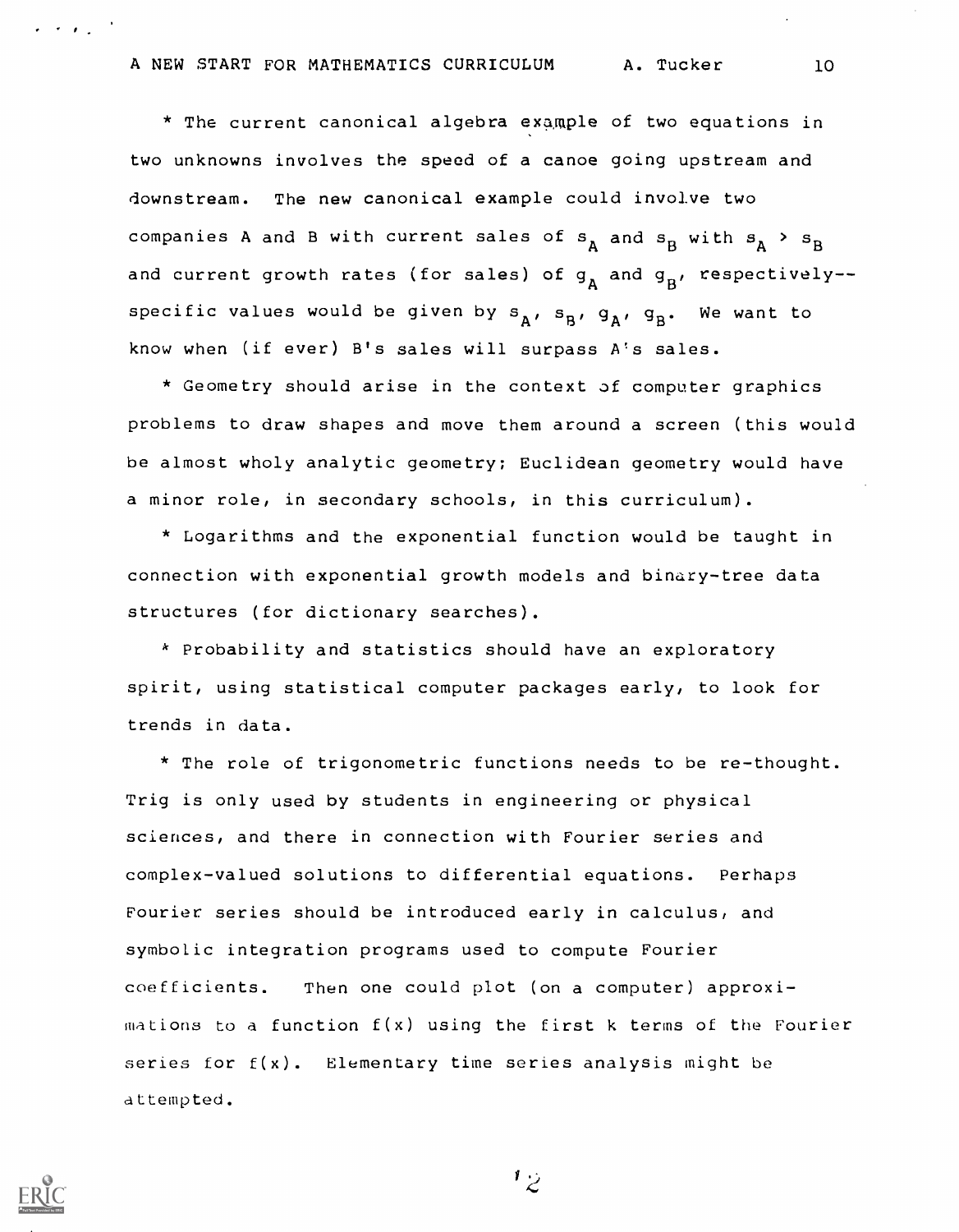* The current canonical algebra example of two equations in two unknowns involves the speed of a canoe going upstream and downstream. The new canonical example could involve two companies A and B with current sales of $s_A$ and $s_B$ with $s_A > s_B$ and current growth rates (for sales) of $g_A$ and $g_B$, respectively--specific values would be given by $s_A$, $s_B$, $g_A$, $g_B$. We want to know when (if ever) B's sales will surpass A's sales.

* Geometry should arise in the context of computer graphics problems to draw shapes and move them around a screen (this would be almost wholy analytic geometry; Euclidean geometry would have a minor role, in secondary schools, in this curriculum).

* Logarithms and the exponential function would be taught in connection with exponential growth models and binary-tree data structures (for dictionary searches).

* Probability and statistics should have an exploratory spirit, using statistical computer packages early, to look for trends in data.

* The role of trigonometric functions needs to be re-thought. Trig is only used by students in engineering or physical sciences, and there in connection with Fourier series and complex-valued solutions to differential equations. Perhaps Fourier series should be introduced early in calculus, and symbolic integration programs used to compute Fourier coefficients. Then one could plot (on a computer) approximations to a function $f(x)$ using the first k terms of the Fourier series for $f(x)$. Elementary time series analysis might be attempted.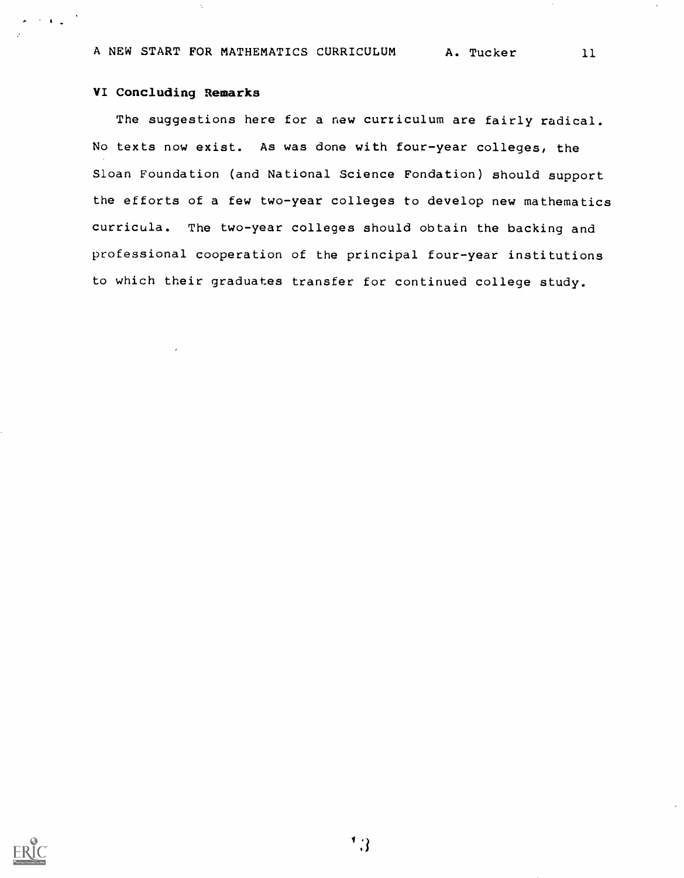## VI Concluding Remarks

The suggestions here for a new curriculum are fairly radical. No texts now exist. As was done with four-year colleges, the Sloan Foundation (and National Science Fondation) should support the efforts of a few two-year colleges to develop new mathematics curricula. The two-year colleges should obtain the backing and professional cooperation of the principal four-year institutions to which their graduates transfer for continued college study.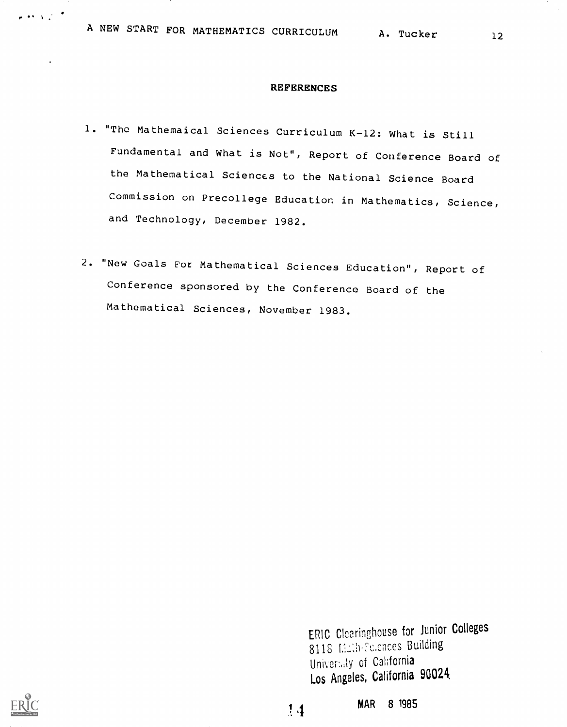## REFERENCES

1. "The Mathemaical Sciences Curriculum K-12: What is Still Fundamental and What is Not", Report of Conference Board of the Mathematical Sciences to the National Science Board Commission on Precollege Education in Mathematics, Science, and Technology, December 1982.

2. "New Goals For Mathematical Sciences Education", Report of Conference sponsored by the Conference Board of the Mathematical Sciences, November 1983.

ERIC Clearinghouse for Junior Colleges
8118 Math-Sciences Building
University of California
Los Angeles, California 90024

MAR 8 1985